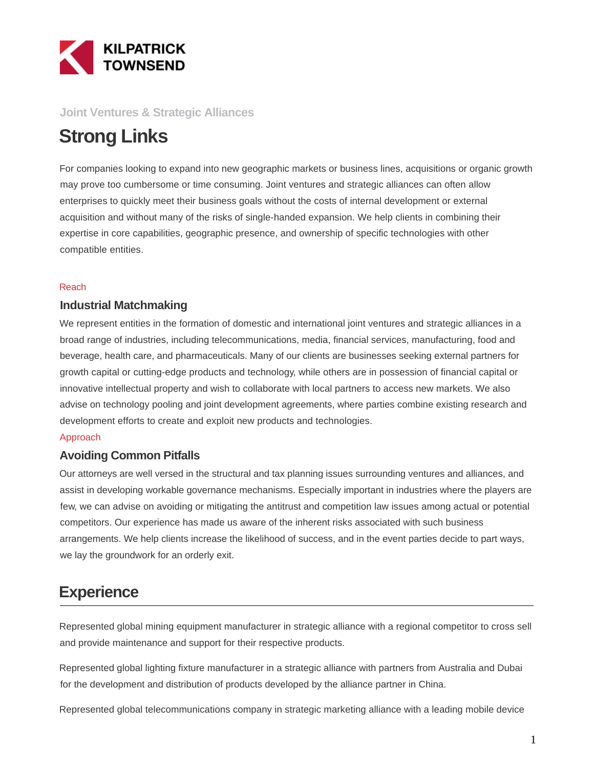KILPATRICK TOWNSEND

Joint Ventures & Strategic Alliances

# Strong Links

For companies looking to expand into new geographic markets or business lines, acquisitions or organic growth may prove too cumbersome or time consuming. Joint ventures and strategic alliances can often allow enterprises to quickly meet their business goals without the costs of internal development or external acquisition and without many of the risks of single-handed expansion. We help clients in combining their expertise in core capabilities, geographic presence, and ownership of specific technologies with other compatible entities.

Reach

### Industrial Matchmaking

We represent entities in the formation of domestic and international joint ventures and strategic alliances in a broad range of industries, including telecommunications, media, financial services, manufacturing, food and beverage, health care, and pharmaceuticals. Many of our clients are businesses seeking external partners for growth capital or cutting-edge products and technology, while others are in possession of financial capital or innovative intellectual property and wish to collaborate with local partners to access new markets. We also advise on technology pooling and joint development agreements, where parties combine existing research and development efforts to create and exploit new products and technologies.

Approach

### Avoiding Common Pitfalls

Our attorneys are well versed in the structural and tax planning issues surrounding ventures and alliances, and assist in developing workable governance mechanisms. Especially important in industries where the players are few, we can advise on avoiding or mitigating the antitrust and competition law issues among actual or potential competitors. Our experience has made us aware of the inherent risks associated with such business arrangements. We help clients increase the likelihood of success, and in the event parties decide to part ways, we lay the groundwork for an orderly exit.

## Experience

Represented global mining equipment manufacturer in strategic alliance with a regional competitor to cross sell and provide maintenance and support for their respective products.

Represented global lighting fixture manufacturer in a strategic alliance with partners from Australia and Dubai for the development and distribution of products developed by the alliance partner in China.

Represented global telecommunications company in strategic marketing alliance with a leading mobile device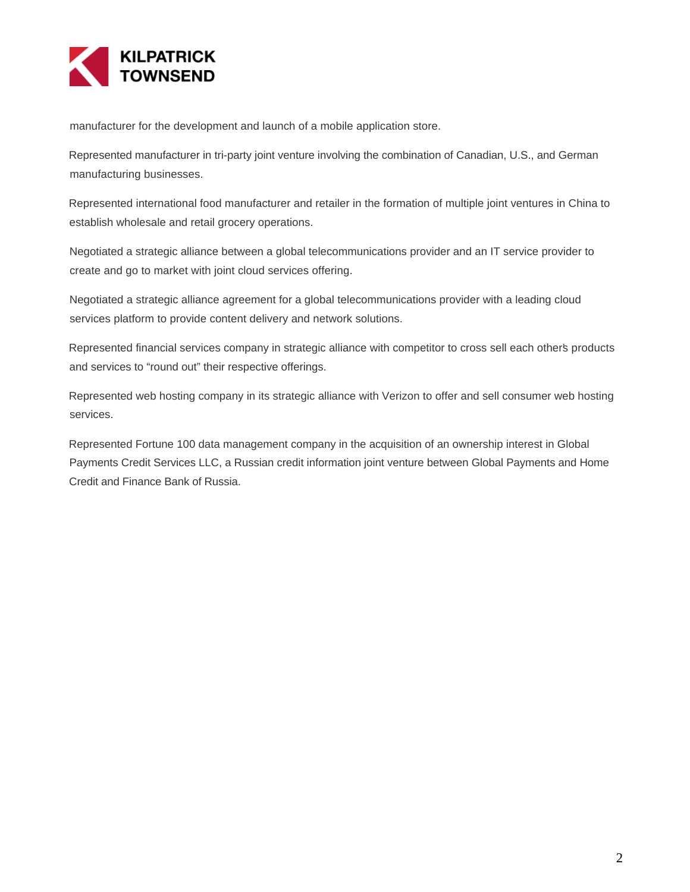manufacturer for the development and launch of a mobile application store.

Represented manufacturer in tri-party joint venture involving the combination of Canadian, U.S., and German manufacturing businesses.

Represented international food manufacturer and retailer in the formation of multiple joint ventures in China to establish wholesale and retail grocery operations.

Negotiated a strategic alliance between a global telecommunications provider and an IT service provider to create and go to market with joint cloud services offering.

Negotiated a strategic alliance agreement for a global telecommunications provider with a leading cloud services platform to provide content delivery and network solutions.

Represented financial services company in strategic alliance with competitor to cross sell each other's products and services to "round out" their respective offerings.

Represented web hosting company in its strategic alliance with Verizon to offer and sell consumer web hosting services.

Represented Fortune 100 data management company in the acquisition of an ownership interest in Global Payments Credit Services LLC, a Russian credit information joint venture between Global Payments and Home Credit and Finance Bank of Russia.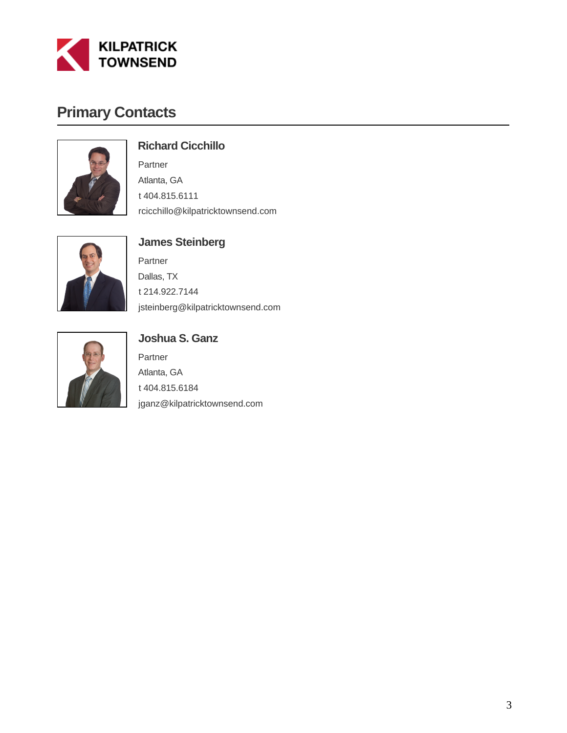KILPATRICK TOWNSEND

## Primary Contacts

### Richard Cicchillo

Partner

Atlanta, GA

t 404.815.6111

rcicchillo@kilpatricktownsend.com

### James Steinberg

Partner

Dallas, TX

t 214.922.7144

jsteinberg@kilpatricktownsend.com

### Joshua S. Ganz

Partner

Atlanta, GA

t 404.815.6184

jganz@kilpatricktownsend.com